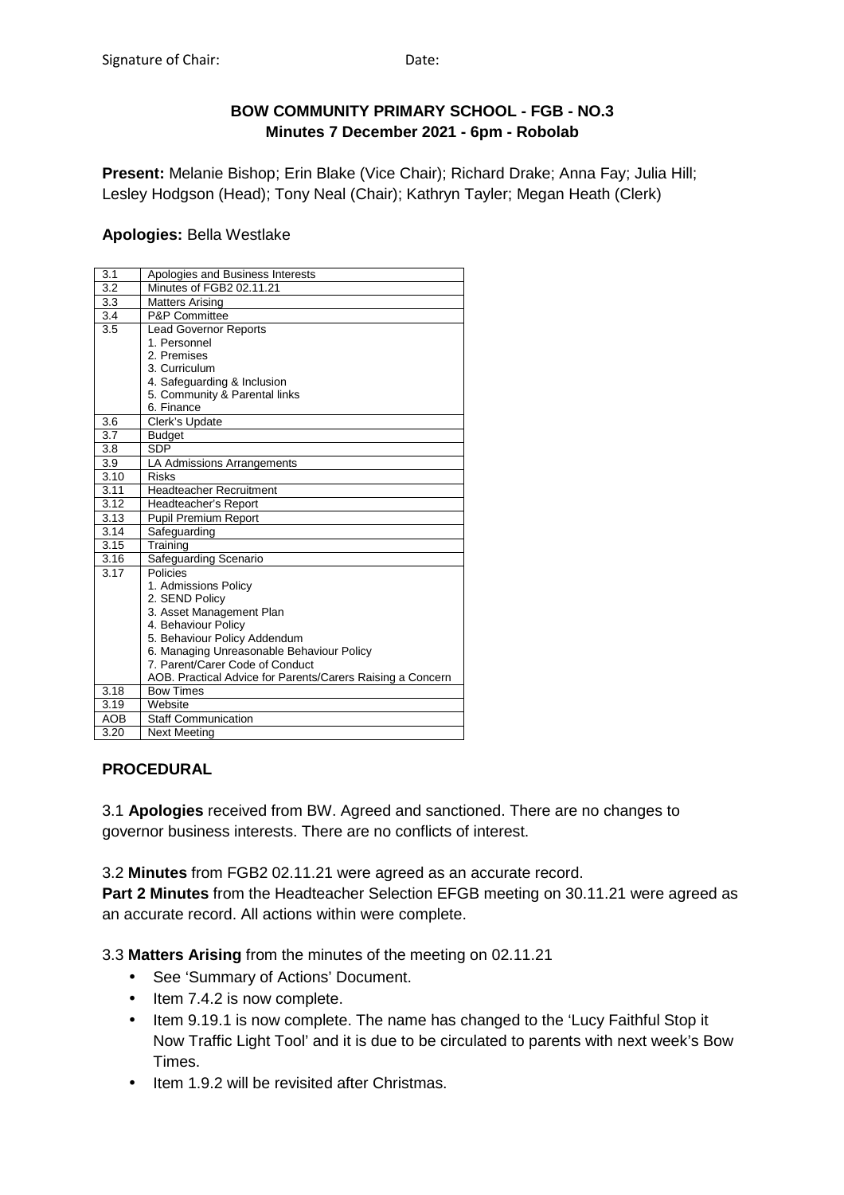Signature of Chair: Date:

**BOW COMMUNITY PRIMARY SCHOOL - FGB - NO.3**
**Minutes 7 December 2021 - 6pm - Robolab**

**Present:** Melanie Bishop; Erin Blake (Vice Chair); Richard Drake; Anna Fay; Julia Hill; Lesley Hodgson (Head); Tony Neal (Chair); Kathryn Tayler; Megan Heath (Clerk)

**Apologies:** Bella Westlake

| | |
|---|---|
| 3.1 | Apologies and Business Interests |
| 3.2 | Minutes of FGB2 02.11.21 |
| 3.3 | Matters Arising |
| 3.4 | P&P Committee |
| 3.5 | Lead Governor Reports<br>1. Personnel<br>2. Premises<br>3. Curriculum<br>4. Safeguarding & Inclusion<br>5. Community & Parental links<br>6. Finance |
| 3.6 | Clerk's Update |
| 3.7 | Budget |
| 3.8 | SDP |
| 3.9 | LA Admissions Arrangements |
| 3.10 | Risks |
| 3.11 | Headteacher Recruitment |
| 3.12 | Headteacher's Report |
| 3.13 | Pupil Premium Report |
| 3.14 | Safeguarding |
| 3.15 | Training |
| 3.16 | Safeguarding Scenario |
| 3.17 | Policies<br>1. Admissions Policy<br>2. SEND Policy<br>3. Asset Management Plan<br>4. Behaviour Policy<br>5. Behaviour Policy Addendum<br>6. Managing Unreasonable Behaviour Policy<br>7. Parent/Carer Code of Conduct<br>AOB. Practical Advice for Parents/Carers Raising a Concern |
| 3.18 | Bow Times |
| 3.19 | Website |
| AOB | Staff Communication |
| 3.20 | Next Meeting |

**PROCEDURAL**

3.1 **Apologies** received from BW. Agreed and sanctioned. There are no changes to governor business interests. There are no conflicts of interest.

3.2 **Minutes** from FGB2 02.11.21 were agreed as an accurate record.
**Part 2 Minutes** from the Headteacher Selection EFGB meeting on 30.11.21 were agreed as an accurate record. All actions within were complete.

3.3 **Matters Arising** from the minutes of the meeting on 02.11.21

- See 'Summary of Actions' Document.
- Item 7.4.2 is now complete.
- Item 9.19.1 is now complete. The name has changed to the 'Lucy Faithful Stop it Now Traffic Light Tool' and it is due to be circulated to parents with next week's Bow Times.
- Item 1.9.2 will be revisited after Christmas.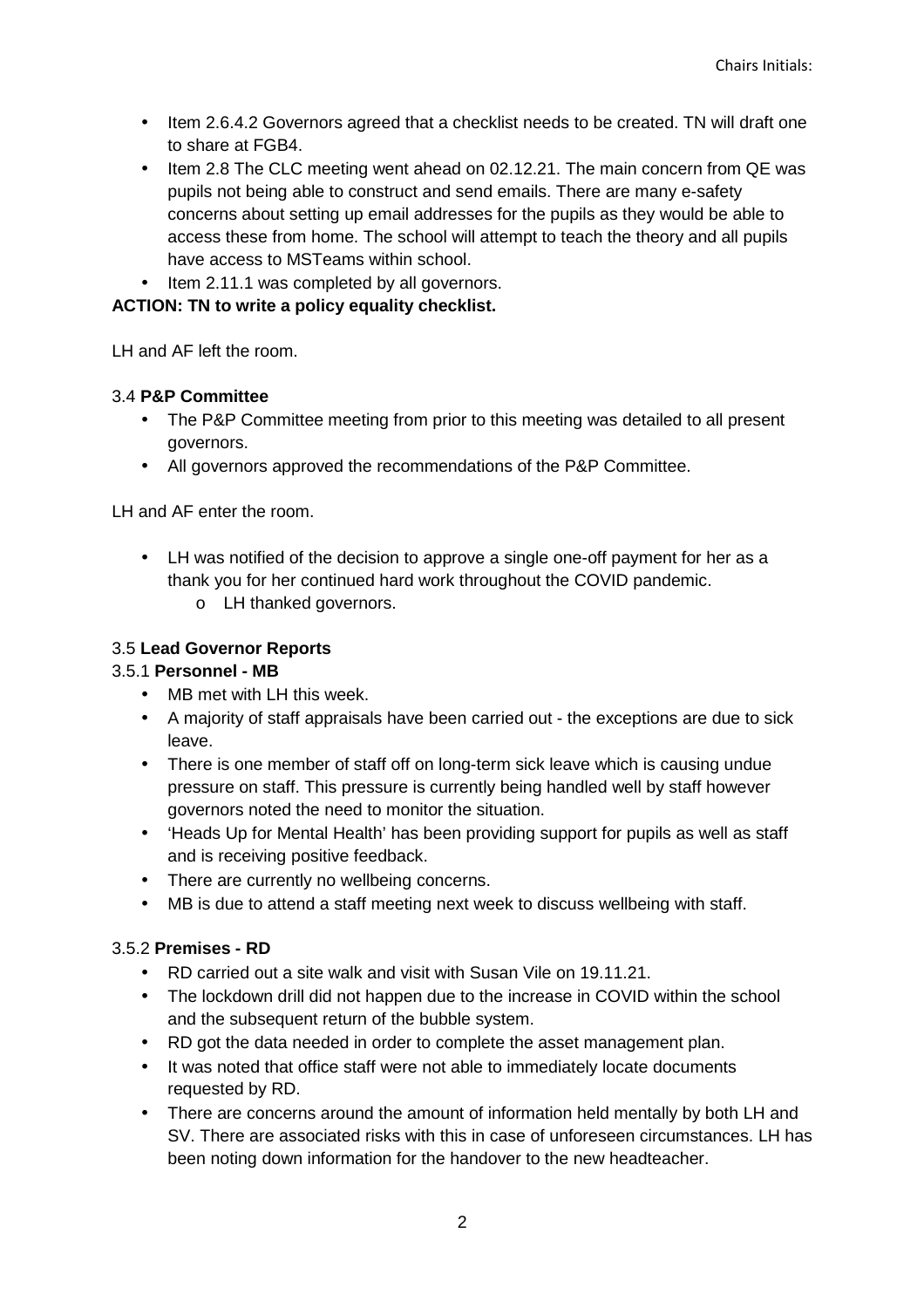- Item 2.6.4.2 Governors agreed that a checklist needs to be created. TN will draft one to share at FGB4.
- Item 2.8 The CLC meeting went ahead on 02.12.21. The main concern from QE was pupils not being able to construct and send emails. There are many e-safety concerns about setting up email addresses for the pupils as they would be able to access these from home. The school will attempt to teach the theory and all pupils have access to MSTeams within school.
- Item 2.11.1 was completed by all governors.

**ACTION: TN to write a policy equality checklist.**

LH and AF left the room.

3.4 **P&P Committee**

- The P&P Committee meeting from prior to this meeting was detailed to all present governors.
- All governors approved the recommendations of the P&P Committee.

LH and AF enter the room.

- LH was notified of the decision to approve a single one-off payment for her as a thank you for her continued hard work throughout the COVID pandemic.
  - LH thanked governors.

3.5 **Lead Governor Reports**

3.5.1 **Personnel - MB**

- MB met with LH this week.
- A majority of staff appraisals have been carried out - the exceptions are due to sick leave.
- There is one member of staff off on long-term sick leave which is causing undue pressure on staff. This pressure is currently being handled well by staff however governors noted the need to monitor the situation.
- 'Heads Up for Mental Health' has been providing support for pupils as well as staff and is receiving positive feedback.
- There are currently no wellbeing concerns.
- MB is due to attend a staff meeting next week to discuss wellbeing with staff.

3.5.2 **Premises - RD**

- RD carried out a site walk and visit with Susan Vile on 19.11.21.
- The lockdown drill did not happen due to the increase in COVID within the school and the subsequent return of the bubble system.
- RD got the data needed in order to complete the asset management plan.
- It was noted that office staff were not able to immediately locate documents requested by RD.
- There are concerns around the amount of information held mentally by both LH and SV. There are associated risks with this in case of unforeseen circumstances. LH has been noting down information for the handover to the new headteacher.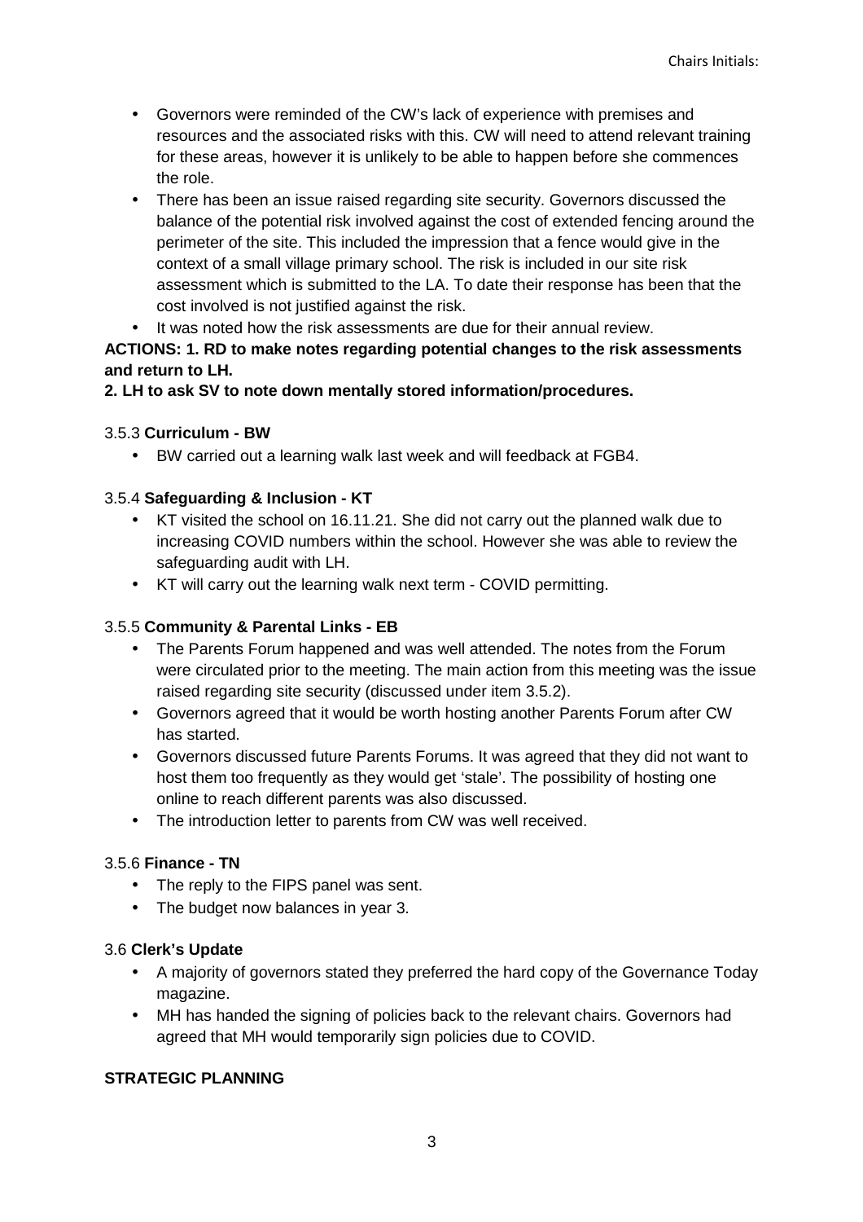- Governors were reminded of the CW's lack of experience with premises and resources and the associated risks with this. CW will need to attend relevant training for these areas, however it is unlikely to be able to happen before she commences the role.
- There has been an issue raised regarding site security. Governors discussed the balance of the potential risk involved against the cost of extended fencing around the perimeter of the site. This included the impression that a fence would give in the context of a small village primary school. The risk is included in our site risk assessment which is submitted to the LA. To date their response has been that the cost involved is not justified against the risk.
- It was noted how the risk assessments are due for their annual review.

**ACTIONS: 1. RD to make notes regarding potential changes to the risk assessments and return to LH.**

**2. LH to ask SV to note down mentally stored information/procedures.**

3.5.3 **Curriculum - BW**

- BW carried out a learning walk last week and will feedback at FGB4.

3.5.4 **Safeguarding & Inclusion - KT**

- KT visited the school on 16.11.21. She did not carry out the planned walk due to increasing COVID numbers within the school. However she was able to review the safeguarding audit with LH.
- KT will carry out the learning walk next term - COVID permitting.

3.5.5 **Community & Parental Links - EB**

- The Parents Forum happened and was well attended. The notes from the Forum were circulated prior to the meeting. The main action from this meeting was the issue raised regarding site security (discussed under item 3.5.2).
- Governors agreed that it would be worth hosting another Parents Forum after CW has started.
- Governors discussed future Parents Forums. It was agreed that they did not want to host them too frequently as they would get 'stale'. The possibility of hosting one online to reach different parents was also discussed.
- The introduction letter to parents from CW was well received.

3.5.6 **Finance - TN**

- The reply to the FIPS panel was sent.
- The budget now balances in year 3.

3.6 **Clerk's Update**

- A majority of governors stated they preferred the hard copy of the Governance Today magazine.
- MH has handed the signing of policies back to the relevant chairs. Governors had agreed that MH would temporarily sign policies due to COVID.

**STRATEGIC PLANNING**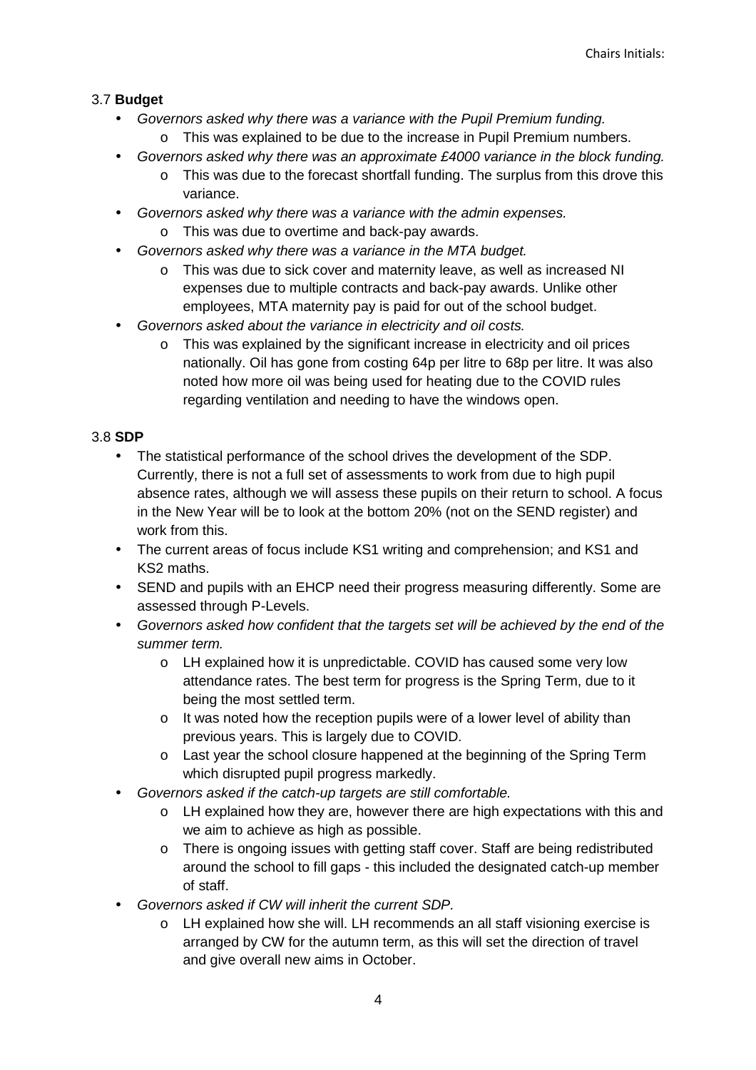### 3.7 **Budget**

- *Governors asked why there was a variance with the Pupil Premium funding.*
    - This was explained to be due to the increase in Pupil Premium numbers.
- *Governors asked why there was an approximate £4000 variance in the block funding.*
    - This was due to the forecast shortfall funding. The surplus from this drove this variance.
- *Governors asked why there was a variance with the admin expenses.*
    - This was due to overtime and back-pay awards.
- *Governors asked why there was a variance in the MTA budget.*
    - This was due to sick cover and maternity leave, as well as increased NI expenses due to multiple contracts and back-pay awards. Unlike other employees, MTA maternity pay is paid for out of the school budget.
- *Governors asked about the variance in electricity and oil costs.*
    - This was explained by the significant increase in electricity and oil prices nationally. Oil has gone from costing 64p per litre to 68p per litre. It was also noted how more oil was being used for heating due to the COVID rules regarding ventilation and needing to have the windows open.

### 3.8 **SDP**

- The statistical performance of the school drives the development of the SDP. Currently, there is not a full set of assessments to work from due to high pupil absence rates, although we will assess these pupils on their return to school. A focus in the New Year will be to look at the bottom 20% (not on the SEND register) and work from this.
- The current areas of focus include KS1 writing and comprehension; and KS1 and KS2 maths.
- SEND and pupils with an EHCP need their progress measuring differently. Some are assessed through P-Levels.
- *Governors asked how confident that the targets set will be achieved by the end of the summer term.*
    - LH explained how it is unpredictable. COVID has caused some very low attendance rates. The best term for progress is the Spring Term, due to it being the most settled term.
    - It was noted how the reception pupils were of a lower level of ability than previous years. This is largely due to COVID.
    - Last year the school closure happened at the beginning of the Spring Term which disrupted pupil progress markedly.
- *Governors asked if the catch-up targets are still comfortable.*
    - LH explained how they are, however there are high expectations with this and we aim to achieve as high as possible.
    - There is ongoing issues with getting staff cover. Staff are being redistributed around the school to fill gaps - this included the designated catch-up member of staff.
- *Governors asked if CW will inherit the current SDP.*
    - LH explained how she will. LH recommends an all staff visioning exercise is arranged by CW for the autumn term, as this will set the direction of travel and give overall new aims in October.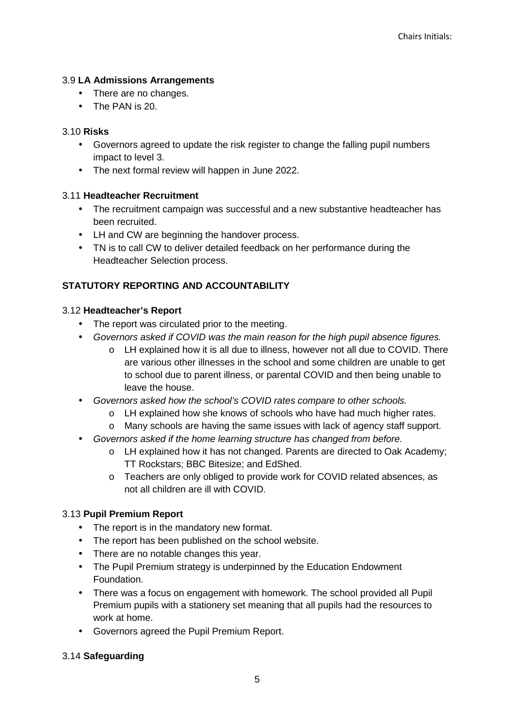Chairs Initials:

3.9 **LA Admissions Arrangements**

- There are no changes.
- The PAN is 20.

3.10 **Risks**

- Governors agreed to update the risk register to change the falling pupil numbers impact to level 3.
- The next formal review will happen in June 2022.

3.11 **Headteacher Recruitment**

- The recruitment campaign was successful and a new substantive headteacher has been recruited.
- LH and CW are beginning the handover process.
- TN is to call CW to deliver detailed feedback on her performance during the Headteacher Selection process.

**STATUTORY REPORTING AND ACCOUNTABILITY**

3.12 **Headteacher's Report**

- The report was circulated prior to the meeting.
- *Governors asked if COVID was the main reason for the high pupil absence figures.*
  - LH explained how it is all due to illness, however not all due to COVID. There are various other illnesses in the school and some children are unable to get to school due to parent illness, or parental COVID and then being unable to leave the house.
- *Governors asked how the school's COVID rates compare to other schools.*
  - LH explained how she knows of schools who have had much higher rates.
  - Many schools are having the same issues with lack of agency staff support.
- *Governors asked if the home learning structure has changed from before.*
  - LH explained how it has not changed. Parents are directed to Oak Academy; TT Rockstars; BBC Bitesize; and EdShed.
  - Teachers are only obliged to provide work for COVID related absences, as not all children are ill with COVID.

3.13 **Pupil Premium Report**

- The report is in the mandatory new format.
- The report has been published on the school website.
- There are no notable changes this year.
- The Pupil Premium strategy is underpinned by the Education Endowment Foundation.
- There was a focus on engagement with homework. The school provided all Pupil Premium pupils with a stationery set meaning that all pupils had the resources to work at home.
- Governors agreed the Pupil Premium Report.

3.14 **Safeguarding**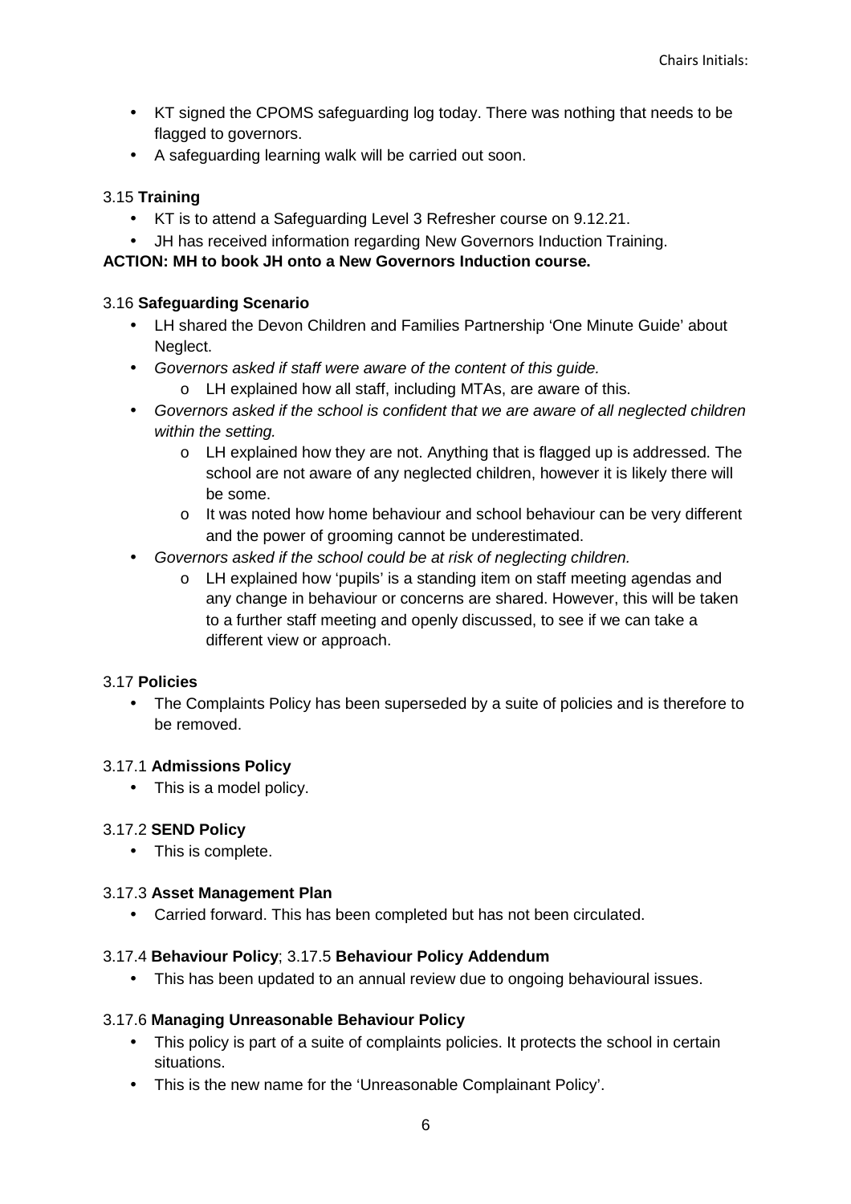- KT signed the CPOMS safeguarding log today. There was nothing that needs to be flagged to governors.
- A safeguarding learning walk will be carried out soon.

3.15 **Training**

- KT is to attend a Safeguarding Level 3 Refresher course on 9.12.21.
- JH has received information regarding New Governors Induction Training.

**ACTION: MH to book JH onto a New Governors Induction course.**

3.16 **Safeguarding Scenario**

- LH shared the Devon Children and Families Partnership 'One Minute Guide' about Neglect.
- *Governors asked if staff were aware of the content of this guide.*
  - LH explained how all staff, including MTAs, are aware of this.
- *Governors asked if the school is confident that we are aware of all neglected children within the setting.*
  - LH explained how they are not. Anything that is flagged up is addressed. The school are not aware of any neglected children, however it is likely there will be some.
  - It was noted how home behaviour and school behaviour can be very different and the power of grooming cannot be underestimated.
- *Governors asked if the school could be at risk of neglecting children.*
  - LH explained how 'pupils' is a standing item on staff meeting agendas and any change in behaviour or concerns are shared. However, this will be taken to a further staff meeting and openly discussed, to see if we can take a different view or approach.

3.17 **Policies**

- The Complaints Policy has been superseded by a suite of policies and is therefore to be removed.

3.17.1 **Admissions Policy**

- This is a model policy.

3.17.2 **SEND Policy**

- This is complete.

3.17.3 **Asset Management Plan**

- Carried forward. This has been completed but has not been circulated.

3.17.4 **Behaviour Policy**; 3.17.5 **Behaviour Policy Addendum**

- This has been updated to an annual review due to ongoing behavioural issues.

3.17.6 **Managing Unreasonable Behaviour Policy**

- This policy is part of a suite of complaints policies. It protects the school in certain situations.
- This is the new name for the 'Unreasonable Complainant Policy'.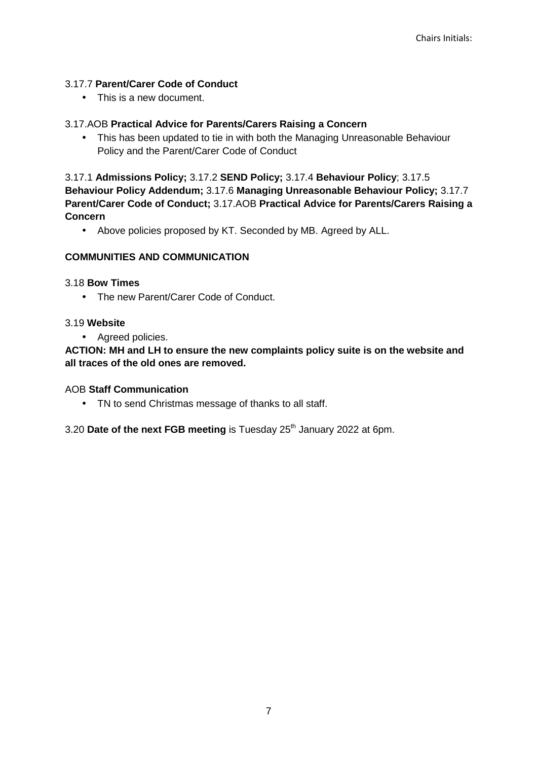3.17.7 **Parent/Carer Code of Conduct**

- This is a new document.

3.17.AOB **Practical Advice for Parents/Carers Raising a Concern**

- This has been updated to tie in with both the Managing Unreasonable Behaviour Policy and the Parent/Carer Code of Conduct

3.17.1 **Admissions Policy;** 3.17.2 **SEND Policy;** 3.17.4 **Behaviour Policy**; 3.17.5 **Behaviour Policy Addendum;** 3.17.6 **Managing Unreasonable Behaviour Policy;** 3.17.7 **Parent/Carer Code of Conduct;** 3.17.AOB **Practical Advice for Parents/Carers Raising a Concern**

- Above policies proposed by KT. Seconded by MB. Agreed by ALL.

**COMMUNITIES AND COMMUNICATION**

3.18 **Bow Times**

- The new Parent/Carer Code of Conduct.

3.19 **Website**

- Agreed policies.

**ACTION: MH and LH to ensure the new complaints policy suite is on the website and all traces of the old ones are removed.**

AOB **Staff Communication**

- TN to send Christmas message of thanks to all staff.

3.20 **Date of the next FGB meeting** is Tuesday 25th January 2022 at 6pm.